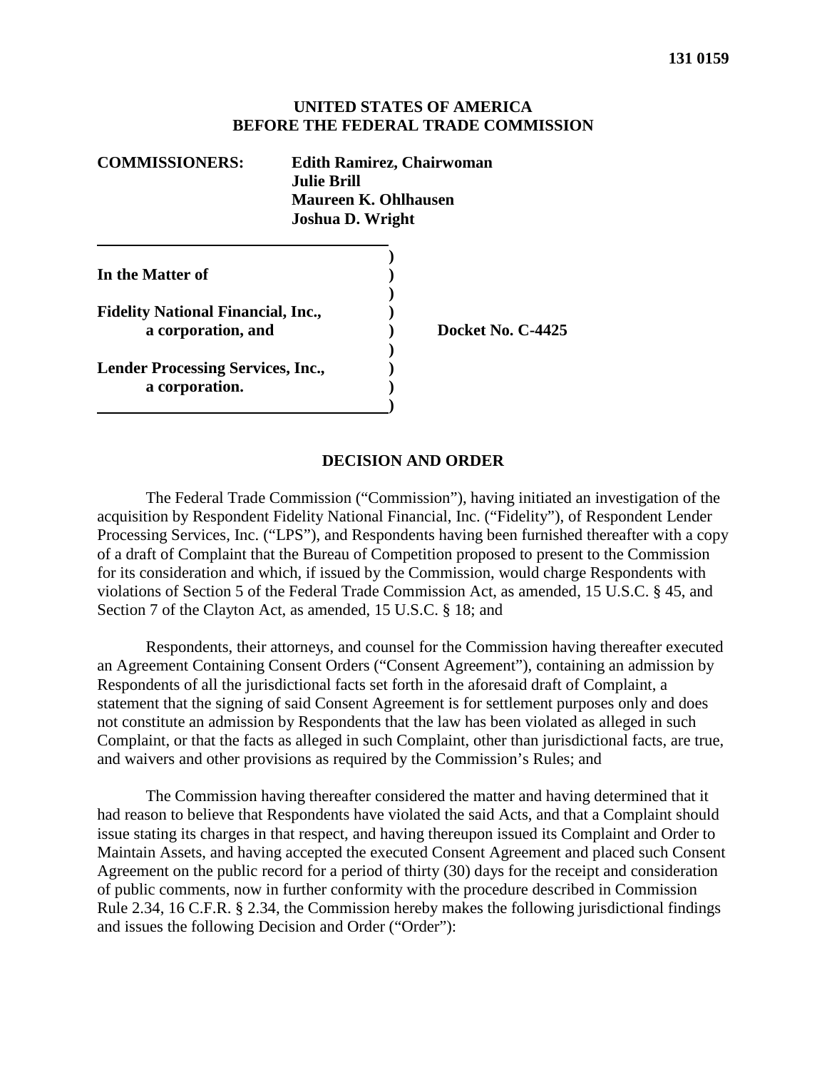**131 0159**

**UNITED STATES OF AMERICA**
**BEFORE THE FEDERAL TRADE COMMISSION**

**COMMISSIONERS:** **Edith Ramirez, Chairwoman**
**Julie Brill**
**Maureen K. Ohlhausen**
**Joshua D. Wright**

| | | |
|---|---|---|
| **In the Matter of** | ) | |
| | ) | |
| **Fidelity National Financial, Inc.,** | ) | |
| **a corporation, and** | ) | **Docket No. C-4425** |
| | ) | |
| **Lender Processing Services, Inc.,** | ) | |
| **a corporation.** | ) | |

## DECISION AND ORDER

The Federal Trade Commission ("Commission"), having initiated an investigation of the acquisition by Respondent Fidelity National Financial, Inc. ("Fidelity"), of Respondent Lender Processing Services, Inc. ("LPS"), and Respondents having been furnished thereafter with a copy of a draft of Complaint that the Bureau of Competition proposed to present to the Commission for its consideration and which, if issued by the Commission, would charge Respondents with violations of Section 5 of the Federal Trade Commission Act, as amended, 15 U.S.C. § 45, and Section 7 of the Clayton Act, as amended, 15 U.S.C. § 18; and

Respondents, their attorneys, and counsel for the Commission having thereafter executed an Agreement Containing Consent Orders ("Consent Agreement"), containing an admission by Respondents of all the jurisdictional facts set forth in the aforesaid draft of Complaint, a statement that the signing of said Consent Agreement is for settlement purposes only and does not constitute an admission by Respondents that the law has been violated as alleged in such Complaint, or that the facts as alleged in such Complaint, other than jurisdictional facts, are true, and waivers and other provisions as required by the Commission's Rules; and

The Commission having thereafter considered the matter and having determined that it had reason to believe that Respondents have violated the said Acts, and that a Complaint should issue stating its charges in that respect, and having thereupon issued its Complaint and Order to Maintain Assets, and having accepted the executed Consent Agreement and placed such Consent Agreement on the public record for a period of thirty (30) days for the receipt and consideration of public comments, now in further conformity with the procedure described in Commission Rule 2.34, 16 C.F.R. § 2.34, the Commission hereby makes the following jurisdictional findings and issues the following Decision and Order ("Order"):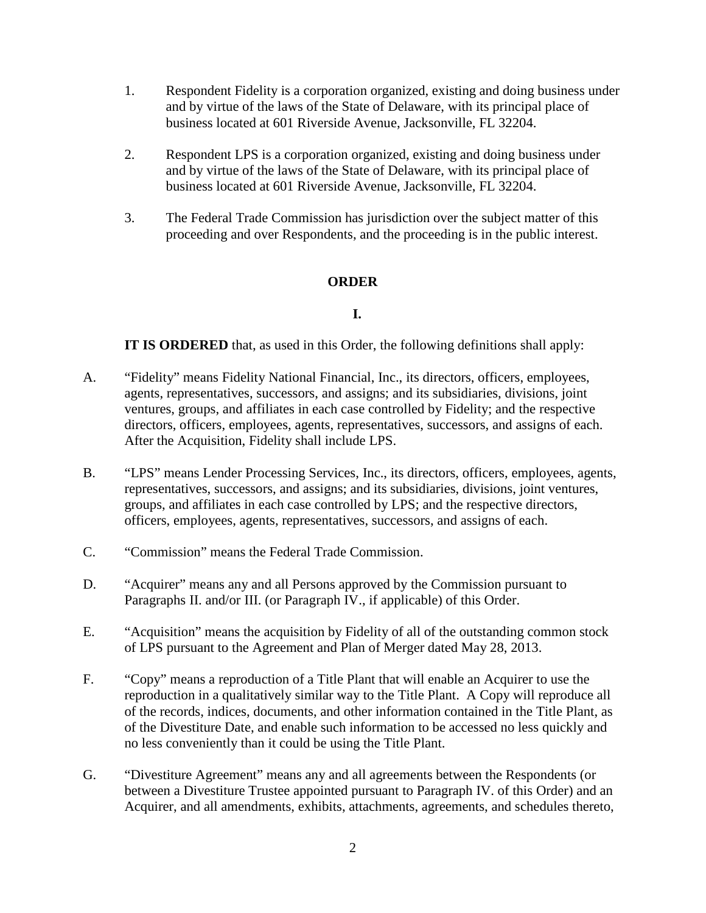1. Respondent Fidelity is a corporation organized, existing and doing business under and by virtue of the laws of the State of Delaware, with its principal place of business located at 601 Riverside Avenue, Jacksonville, FL 32204.

2. Respondent LPS is a corporation organized, existing and doing business under and by virtue of the laws of the State of Delaware, with its principal place of business located at 601 Riverside Avenue, Jacksonville, FL 32204.

3. The Federal Trade Commission has jurisdiction over the subject matter of this proceeding and over Respondents, and the proceeding is in the public interest.

## ORDER

### I.

**IT IS ORDERED** that, as used in this Order, the following definitions shall apply:

A. "Fidelity" means Fidelity National Financial, Inc., its directors, officers, employees, agents, representatives, successors, and assigns; and its subsidiaries, divisions, joint ventures, groups, and affiliates in each case controlled by Fidelity; and the respective directors, officers, employees, agents, representatives, successors, and assigns of each. After the Acquisition, Fidelity shall include LPS.

B. "LPS" means Lender Processing Services, Inc., its directors, officers, employees, agents, representatives, successors, and assigns; and its subsidiaries, divisions, joint ventures, groups, and affiliates in each case controlled by LPS; and the respective directors, officers, employees, agents, representatives, successors, and assigns of each.

C. "Commission" means the Federal Trade Commission.

D. "Acquirer" means any and all Persons approved by the Commission pursuant to Paragraphs II. and/or III. (or Paragraph IV., if applicable) of this Order.

E. "Acquisition" means the acquisition by Fidelity of all of the outstanding common stock of LPS pursuant to the Agreement and Plan of Merger dated May 28, 2013.

F. "Copy" means a reproduction of a Title Plant that will enable an Acquirer to use the reproduction in a qualitatively similar way to the Title Plant. A Copy will reproduce all of the records, indices, documents, and other information contained in the Title Plant, as of the Divestiture Date, and enable such information to be accessed no less quickly and no less conveniently than it could be using the Title Plant.

G. "Divestiture Agreement" means any and all agreements between the Respondents (or between a Divestiture Trustee appointed pursuant to Paragraph IV. of this Order) and an Acquirer, and all amendments, exhibits, attachments, agreements, and schedules thereto,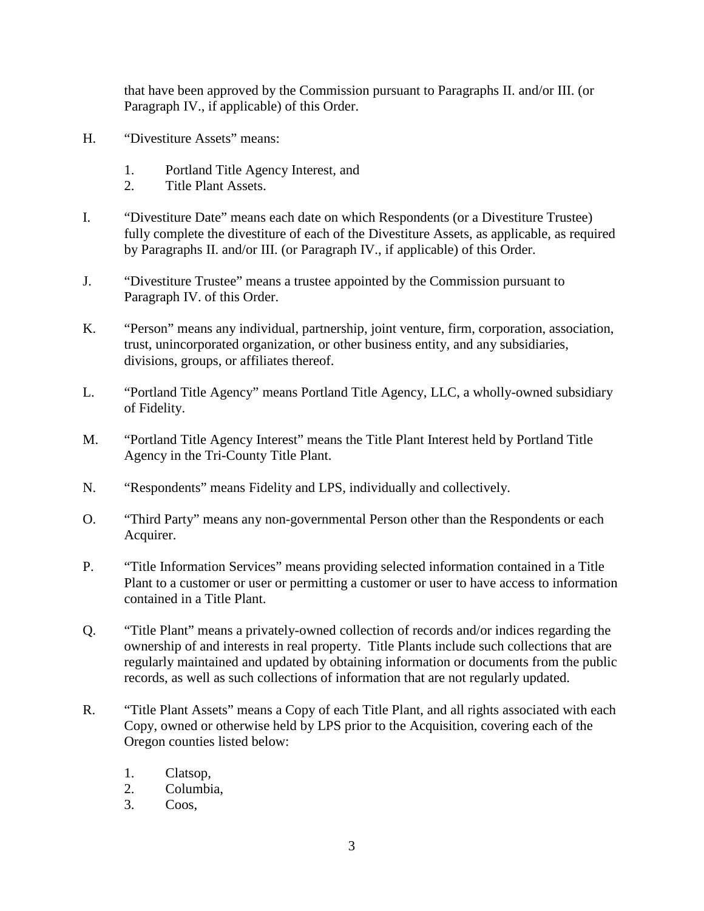that have been approved by the Commission pursuant to Paragraphs II. and/or III. (or Paragraph IV., if applicable) of this Order.

H. "Divestiture Assets" means:

   1. Portland Title Agency Interest, and
   2. Title Plant Assets.

I. "Divestiture Date" means each date on which Respondents (or a Divestiture Trustee) fully complete the divestiture of each of the Divestiture Assets, as applicable, as required by Paragraphs II. and/or III. (or Paragraph IV., if applicable) of this Order.

J. "Divestiture Trustee" means a trustee appointed by the Commission pursuant to Paragraph IV. of this Order.

K. "Person" means any individual, partnership, joint venture, firm, corporation, association, trust, unincorporated organization, or other business entity, and any subsidiaries, divisions, groups, or affiliates thereof.

L. "Portland Title Agency" means Portland Title Agency, LLC, a wholly-owned subsidiary of Fidelity.

M. "Portland Title Agency Interest" means the Title Plant Interest held by Portland Title Agency in the Tri-County Title Plant.

N. "Respondents" means Fidelity and LPS, individually and collectively.

O. "Third Party" means any non-governmental Person other than the Respondents or each Acquirer.

P. "Title Information Services" means providing selected information contained in a Title Plant to a customer or user or permitting a customer or user to have access to information contained in a Title Plant.

Q. "Title Plant" means a privately-owned collection of records and/or indices regarding the ownership of and interests in real property. Title Plants include such collections that are regularly maintained and updated by obtaining information or documents from the public records, as well as such collections of information that are not regularly updated.

R. "Title Plant Assets" means a Copy of each Title Plant, and all rights associated with each Copy, owned or otherwise held by LPS prior to the Acquisition, covering each of the Oregon counties listed below:

   1. Clatsop,
   2. Columbia,
   3. Coos,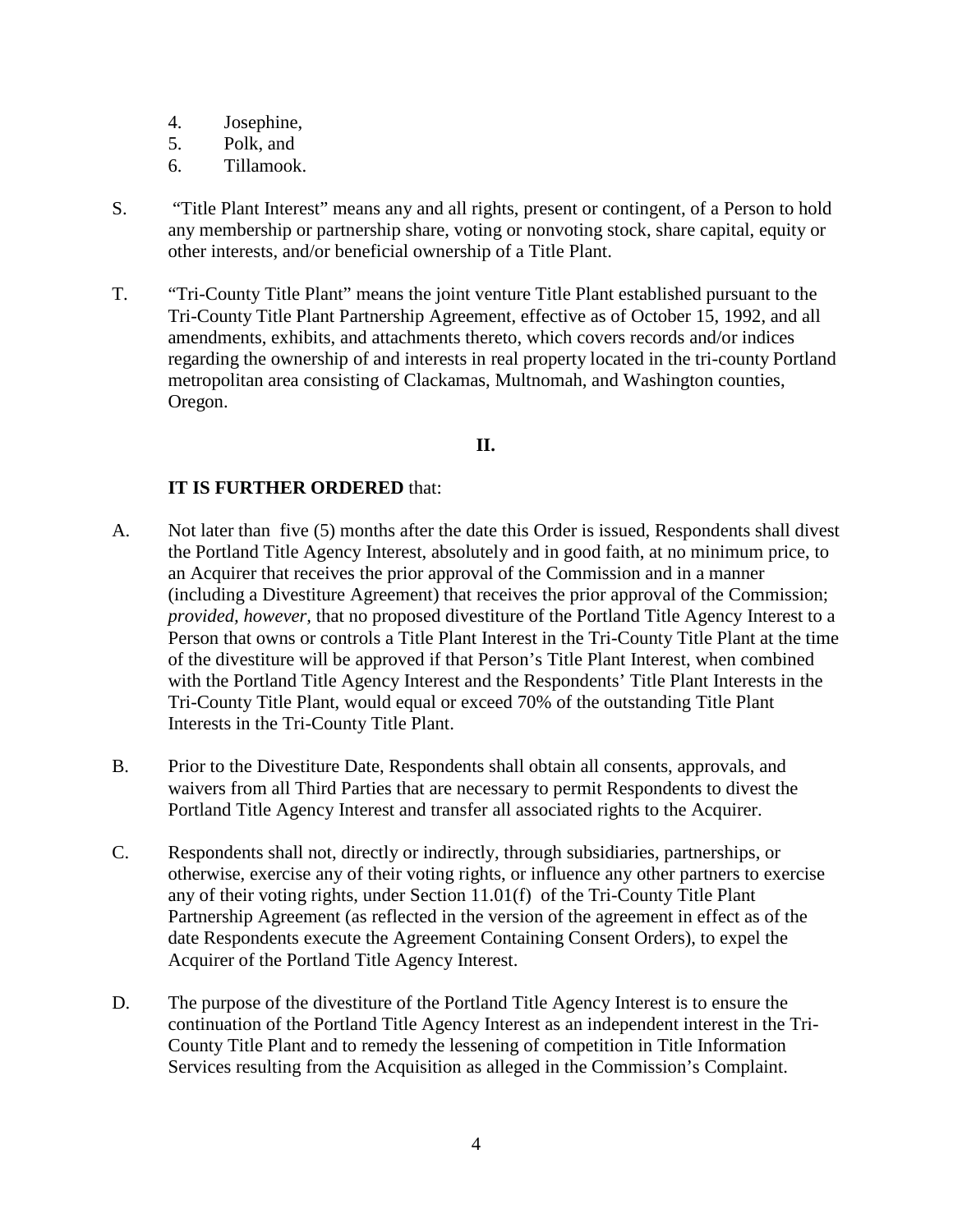4. Josephine,
5. Polk, and
6. Tillamook.

S. "Title Plant Interest" means any and all rights, present or contingent, of a Person to hold any membership or partnership share, voting or nonvoting stock, share capital, equity or other interests, and/or beneficial ownership of a Title Plant.

T. "Tri-County Title Plant" means the joint venture Title Plant established pursuant to the Tri-County Title Plant Partnership Agreement, effective as of October 15, 1992, and all amendments, exhibits, and attachments thereto, which covers records and/or indices regarding the ownership of and interests in real property located in the tri-county Portland metropolitan area consisting of Clackamas, Multnomah, and Washington counties, Oregon.

**II.**

**IT IS FURTHER ORDERED** that:

A. Not later than five (5) months after the date this Order is issued, Respondents shall divest the Portland Title Agency Interest, absolutely and in good faith, at no minimum price, to an Acquirer that receives the prior approval of the Commission and in a manner (including a Divestiture Agreement) that receives the prior approval of the Commission; *provided, however,* that no proposed divestiture of the Portland Title Agency Interest to a Person that owns or controls a Title Plant Interest in the Tri-County Title Plant at the time of the divestiture will be approved if that Person's Title Plant Interest, when combined with the Portland Title Agency Interest and the Respondents' Title Plant Interests in the Tri-County Title Plant, would equal or exceed 70% of the outstanding Title Plant Interests in the Tri-County Title Plant.

B. Prior to the Divestiture Date, Respondents shall obtain all consents, approvals, and waivers from all Third Parties that are necessary to permit Respondents to divest the Portland Title Agency Interest and transfer all associated rights to the Acquirer.

C. Respondents shall not, directly or indirectly, through subsidiaries, partnerships, or otherwise, exercise any of their voting rights, or influence any other partners to exercise any of their voting rights, under Section 11.01(f) of the Tri-County Title Plant Partnership Agreement (as reflected in the version of the agreement in effect as of the date Respondents execute the Agreement Containing Consent Orders), to expel the Acquirer of the Portland Title Agency Interest.

D. The purpose of the divestiture of the Portland Title Agency Interest is to ensure the continuation of the Portland Title Agency Interest as an independent interest in the Tri-County Title Plant and to remedy the lessening of competition in Title Information Services resulting from the Acquisition as alleged in the Commission's Complaint.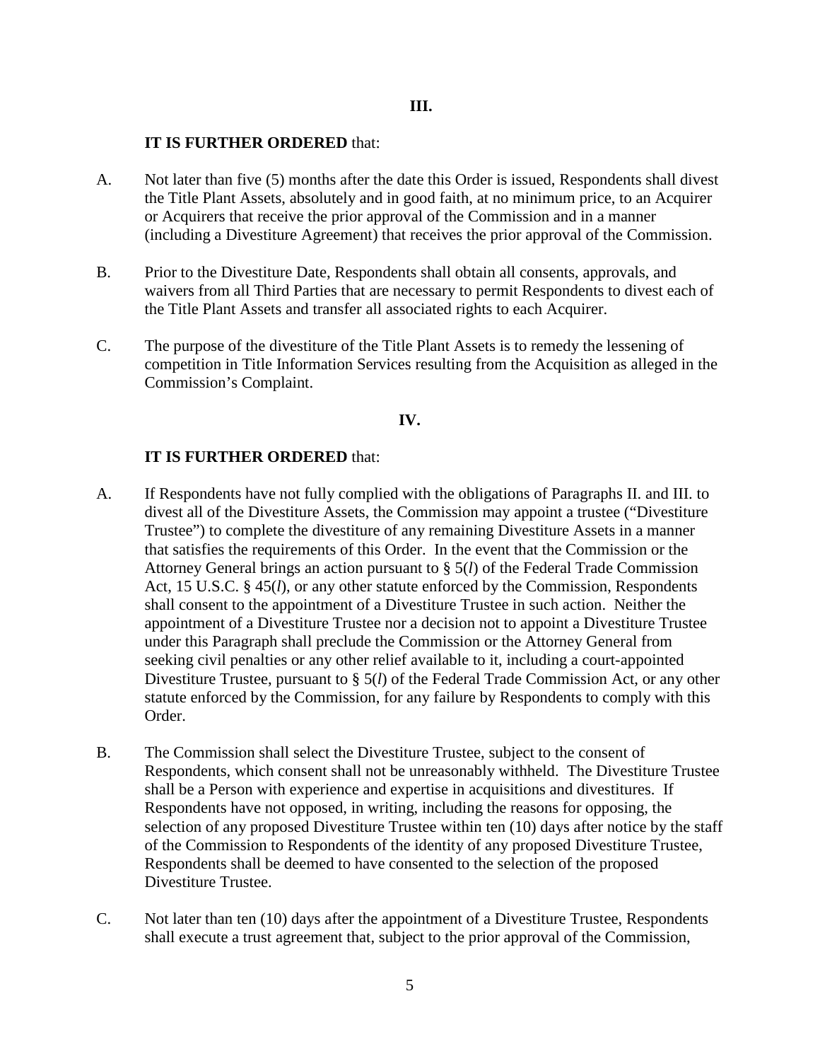## III.

**IT IS FURTHER ORDERED** that:

A. Not later than five (5) months after the date this Order is issued, Respondents shall divest the Title Plant Assets, absolutely and in good faith, at no minimum price, to an Acquirer or Acquirers that receive the prior approval of the Commission and in a manner (including a Divestiture Agreement) that receives the prior approval of the Commission.

B. Prior to the Divestiture Date, Respondents shall obtain all consents, approvals, and waivers from all Third Parties that are necessary to permit Respondents to divest each of the Title Plant Assets and transfer all associated rights to each Acquirer.

C. The purpose of the divestiture of the Title Plant Assets is to remedy the lessening of competition in Title Information Services resulting from the Acquisition as alleged in the Commission's Complaint.

## IV.

**IT IS FURTHER ORDERED** that:

A. If Respondents have not fully complied with the obligations of Paragraphs II. and III. to divest all of the Divestiture Assets, the Commission may appoint a trustee ("Divestiture Trustee") to complete the divestiture of any remaining Divestiture Assets in a manner that satisfies the requirements of this Order. In the event that the Commission or the Attorney General brings an action pursuant to § 5(*l*) of the Federal Trade Commission Act, 15 U.S.C. § 45(*l*), or any other statute enforced by the Commission, Respondents shall consent to the appointment of a Divestiture Trustee in such action. Neither the appointment of a Divestiture Trustee nor a decision not to appoint a Divestiture Trustee under this Paragraph shall preclude the Commission or the Attorney General from seeking civil penalties or any other relief available to it, including a court-appointed Divestiture Trustee, pursuant to § 5(*l*) of the Federal Trade Commission Act, or any other statute enforced by the Commission, for any failure by Respondents to comply with this Order.

B. The Commission shall select the Divestiture Trustee, subject to the consent of Respondents, which consent shall not be unreasonably withheld. The Divestiture Trustee shall be a Person with experience and expertise in acquisitions and divestitures. If Respondents have not opposed, in writing, including the reasons for opposing, the selection of any proposed Divestiture Trustee within ten (10) days after notice by the staff of the Commission to Respondents of the identity of any proposed Divestiture Trustee, Respondents shall be deemed to have consented to the selection of the proposed Divestiture Trustee.

C. Not later than ten (10) days after the appointment of a Divestiture Trustee, Respondents shall execute a trust agreement that, subject to the prior approval of the Commission,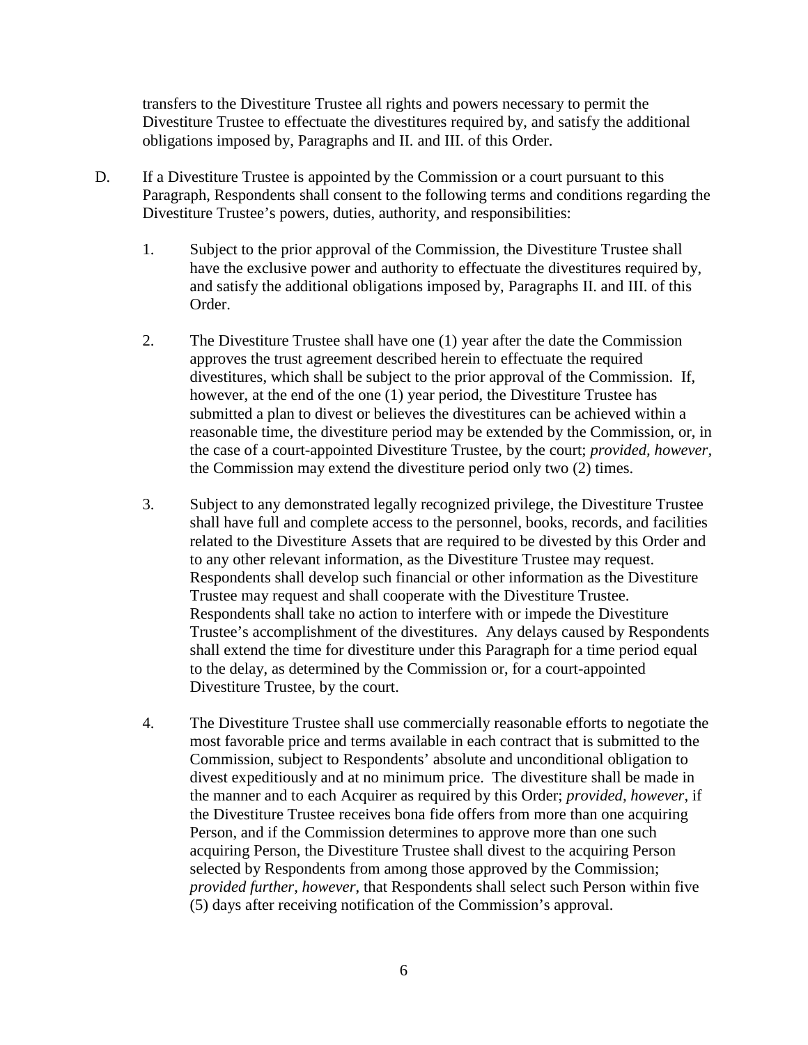transfers to the Divestiture Trustee all rights and powers necessary to permit the Divestiture Trustee to effectuate the divestitures required by, and satisfy the additional obligations imposed by, Paragraphs and II. and III. of this Order.

D. If a Divestiture Trustee is appointed by the Commission or a court pursuant to this Paragraph, Respondents shall consent to the following terms and conditions regarding the Divestiture Trustee's powers, duties, authority, and responsibilities:

1. Subject to the prior approval of the Commission, the Divestiture Trustee shall have the exclusive power and authority to effectuate the divestitures required by, and satisfy the additional obligations imposed by, Paragraphs II. and III. of this Order.

2. The Divestiture Trustee shall have one (1) year after the date the Commission approves the trust agreement described herein to effectuate the required divestitures, which shall be subject to the prior approval of the Commission. If, however, at the end of the one (1) year period, the Divestiture Trustee has submitted a plan to divest or believes the divestitures can be achieved within a reasonable time, the divestiture period may be extended by the Commission, or, in the case of a court-appointed Divestiture Trustee, by the court; *provided, however,* the Commission may extend the divestiture period only two (2) times.

3. Subject to any demonstrated legally recognized privilege, the Divestiture Trustee shall have full and complete access to the personnel, books, records, and facilities related to the Divestiture Assets that are required to be divested by this Order and to any other relevant information, as the Divestiture Trustee may request. Respondents shall develop such financial or other information as the Divestiture Trustee may request and shall cooperate with the Divestiture Trustee. Respondents shall take no action to interfere with or impede the Divestiture Trustee's accomplishment of the divestitures. Any delays caused by Respondents shall extend the time for divestiture under this Paragraph for a time period equal to the delay, as determined by the Commission or, for a court-appointed Divestiture Trustee, by the court.

4. The Divestiture Trustee shall use commercially reasonable efforts to negotiate the most favorable price and terms available in each contract that is submitted to the Commission, subject to Respondents' absolute and unconditional obligation to divest expeditiously and at no minimum price. The divestiture shall be made in the manner and to each Acquirer as required by this Order; *provided, however*, if the Divestiture Trustee receives bona fide offers from more than one acquiring Person, and if the Commission determines to approve more than one such acquiring Person, the Divestiture Trustee shall divest to the acquiring Person selected by Respondents from among those approved by the Commission; *provided further, however*, that Respondents shall select such Person within five (5) days after receiving notification of the Commission's approval.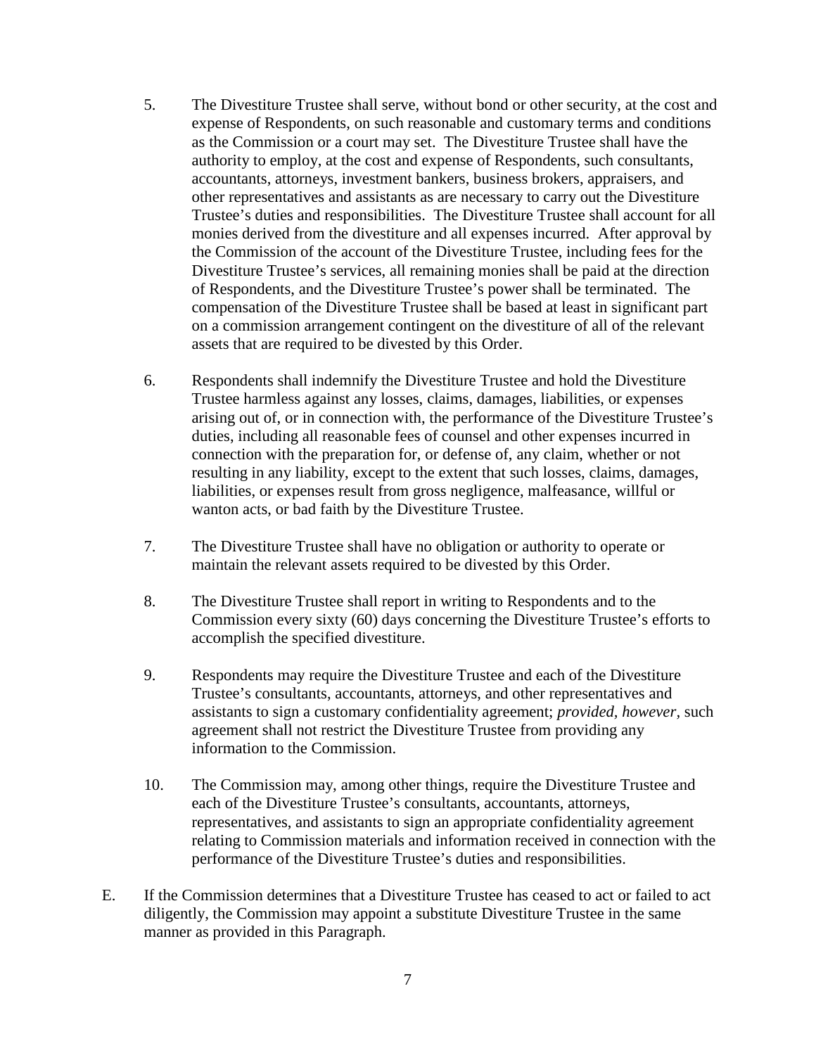5. The Divestiture Trustee shall serve, without bond or other security, at the cost and expense of Respondents, on such reasonable and customary terms and conditions as the Commission or a court may set. The Divestiture Trustee shall have the authority to employ, at the cost and expense of Respondents, such consultants, accountants, attorneys, investment bankers, business brokers, appraisers, and other representatives and assistants as are necessary to carry out the Divestiture Trustee's duties and responsibilities. The Divestiture Trustee shall account for all monies derived from the divestiture and all expenses incurred. After approval by the Commission of the account of the Divestiture Trustee, including fees for the Divestiture Trustee's services, all remaining monies shall be paid at the direction of Respondents, and the Divestiture Trustee's power shall be terminated. The compensation of the Divestiture Trustee shall be based at least in significant part on a commission arrangement contingent on the divestiture of all of the relevant assets that are required to be divested by this Order.

6. Respondents shall indemnify the Divestiture Trustee and hold the Divestiture Trustee harmless against any losses, claims, damages, liabilities, or expenses arising out of, or in connection with, the performance of the Divestiture Trustee's duties, including all reasonable fees of counsel and other expenses incurred in connection with the preparation for, or defense of, any claim, whether or not resulting in any liability, except to the extent that such losses, claims, damages, liabilities, or expenses result from gross negligence, malfeasance, willful or wanton acts, or bad faith by the Divestiture Trustee.

7. The Divestiture Trustee shall have no obligation or authority to operate or maintain the relevant assets required to be divested by this Order.

8. The Divestiture Trustee shall report in writing to Respondents and to the Commission every sixty (60) days concerning the Divestiture Trustee's efforts to accomplish the specified divestiture.

9. Respondents may require the Divestiture Trustee and each of the Divestiture Trustee's consultants, accountants, attorneys, and other representatives and assistants to sign a customary confidentiality agreement; *provided, however,* such agreement shall not restrict the Divestiture Trustee from providing any information to the Commission.

10. The Commission may, among other things, require the Divestiture Trustee and each of the Divestiture Trustee's consultants, accountants, attorneys, representatives, and assistants to sign an appropriate confidentiality agreement relating to Commission materials and information received in connection with the performance of the Divestiture Trustee's duties and responsibilities.

E. If the Commission determines that a Divestiture Trustee has ceased to act or failed to act diligently, the Commission may appoint a substitute Divestiture Trustee in the same manner as provided in this Paragraph.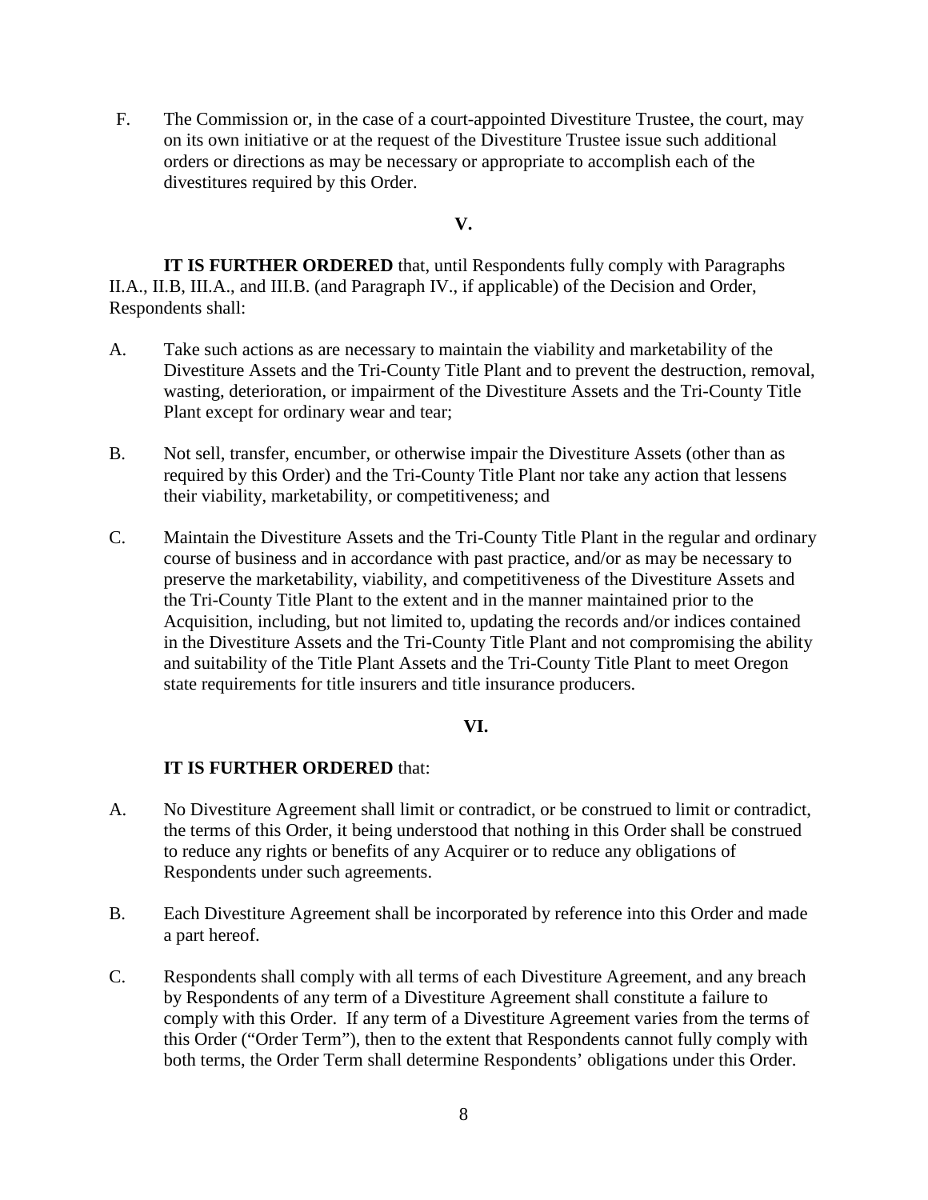F. The Commission or, in the case of a court-appointed Divestiture Trustee, the court, may on its own initiative or at the request of the Divestiture Trustee issue such additional orders or directions as may be necessary or appropriate to accomplish each of the divestitures required by this Order.

**V.**

**IT IS FURTHER ORDERED** that, until Respondents fully comply with Paragraphs II.A., II.B, III.A., and III.B. (and Paragraph IV., if applicable) of the Decision and Order, Respondents shall:

A. Take such actions as are necessary to maintain the viability and marketability of the Divestiture Assets and the Tri-County Title Plant and to prevent the destruction, removal, wasting, deterioration, or impairment of the Divestiture Assets and the Tri-County Title Plant except for ordinary wear and tear;

B. Not sell, transfer, encumber, or otherwise impair the Divestiture Assets (other than as required by this Order) and the Tri-County Title Plant nor take any action that lessens their viability, marketability, or competitiveness; and

C. Maintain the Divestiture Assets and the Tri-County Title Plant in the regular and ordinary course of business and in accordance with past practice, and/or as may be necessary to preserve the marketability, viability, and competitiveness of the Divestiture Assets and the Tri-County Title Plant to the extent and in the manner maintained prior to the Acquisition, including, but not limited to, updating the records and/or indices contained in the Divestiture Assets and the Tri-County Title Plant and not compromising the ability and suitability of the Title Plant Assets and the Tri-County Title Plant to meet Oregon state requirements for title insurers and title insurance producers.

**VI.**

**IT IS FURTHER ORDERED** that:

A. No Divestiture Agreement shall limit or contradict, or be construed to limit or contradict, the terms of this Order, it being understood that nothing in this Order shall be construed to reduce any rights or benefits of any Acquirer or to reduce any obligations of Respondents under such agreements.

B. Each Divestiture Agreement shall be incorporated by reference into this Order and made a part hereof.

C. Respondents shall comply with all terms of each Divestiture Agreement, and any breach by Respondents of any term of a Divestiture Agreement shall constitute a failure to comply with this Order. If any term of a Divestiture Agreement varies from the terms of this Order ("Order Term"), then to the extent that Respondents cannot fully comply with both terms, the Order Term shall determine Respondents' obligations under this Order.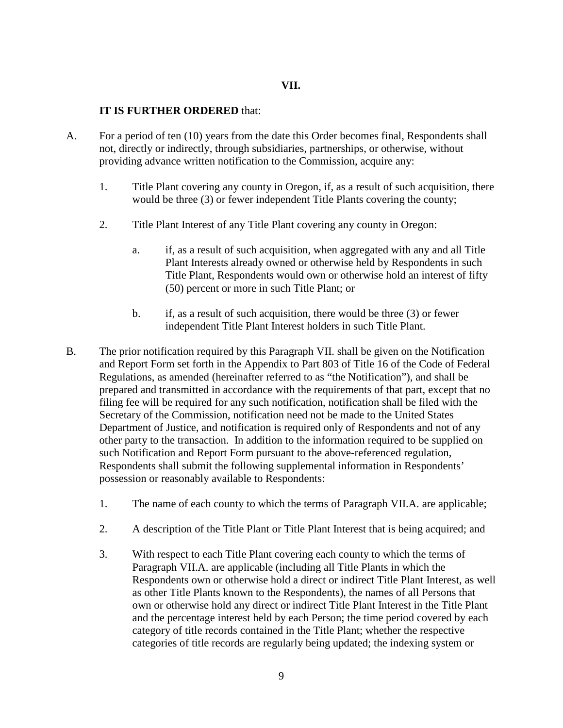## VII.

**IT IS FURTHER ORDERED** that:

A. For a period of ten (10) years from the date this Order becomes final, Respondents shall not, directly or indirectly, through subsidiaries, partnerships, or otherwise, without providing advance written notification to the Commission, acquire any:

   1. Title Plant covering any county in Oregon, if, as a result of such acquisition, there would be three (3) or fewer independent Title Plants covering the county;

   2. Title Plant Interest of any Title Plant covering any county in Oregon:

      a. if, as a result of such acquisition, when aggregated with any and all Title Plant Interests already owned or otherwise held by Respondents in such Title Plant, Respondents would own or otherwise hold an interest of fifty (50) percent or more in such Title Plant; or

      b. if, as a result of such acquisition, there would be three (3) or fewer independent Title Plant Interest holders in such Title Plant.

B. The prior notification required by this Paragraph VII. shall be given on the Notification and Report Form set forth in the Appendix to Part 803 of Title 16 of the Code of Federal Regulations, as amended (hereinafter referred to as "the Notification"), and shall be prepared and transmitted in accordance with the requirements of that part, except that no filing fee will be required for any such notification, notification shall be filed with the Secretary of the Commission, notification need not be made to the United States Department of Justice, and notification is required only of Respondents and not of any other party to the transaction. In addition to the information required to be supplied on such Notification and Report Form pursuant to the above-referenced regulation, Respondents shall submit the following supplemental information in Respondents' possession or reasonably available to Respondents:

   1. The name of each county to which the terms of Paragraph VII.A. are applicable;

   2. A description of the Title Plant or Title Plant Interest that is being acquired; and

   3. With respect to each Title Plant covering each county to which the terms of Paragraph VII.A. are applicable (including all Title Plants in which the Respondents own or otherwise hold a direct or indirect Title Plant Interest, as well as other Title Plants known to the Respondents), the names of all Persons that own or otherwise hold any direct or indirect Title Plant Interest in the Title Plant and the percentage interest held by each Person; the time period covered by each category of title records contained in the Title Plant; whether the respective categories of title records are regularly being updated; the indexing system or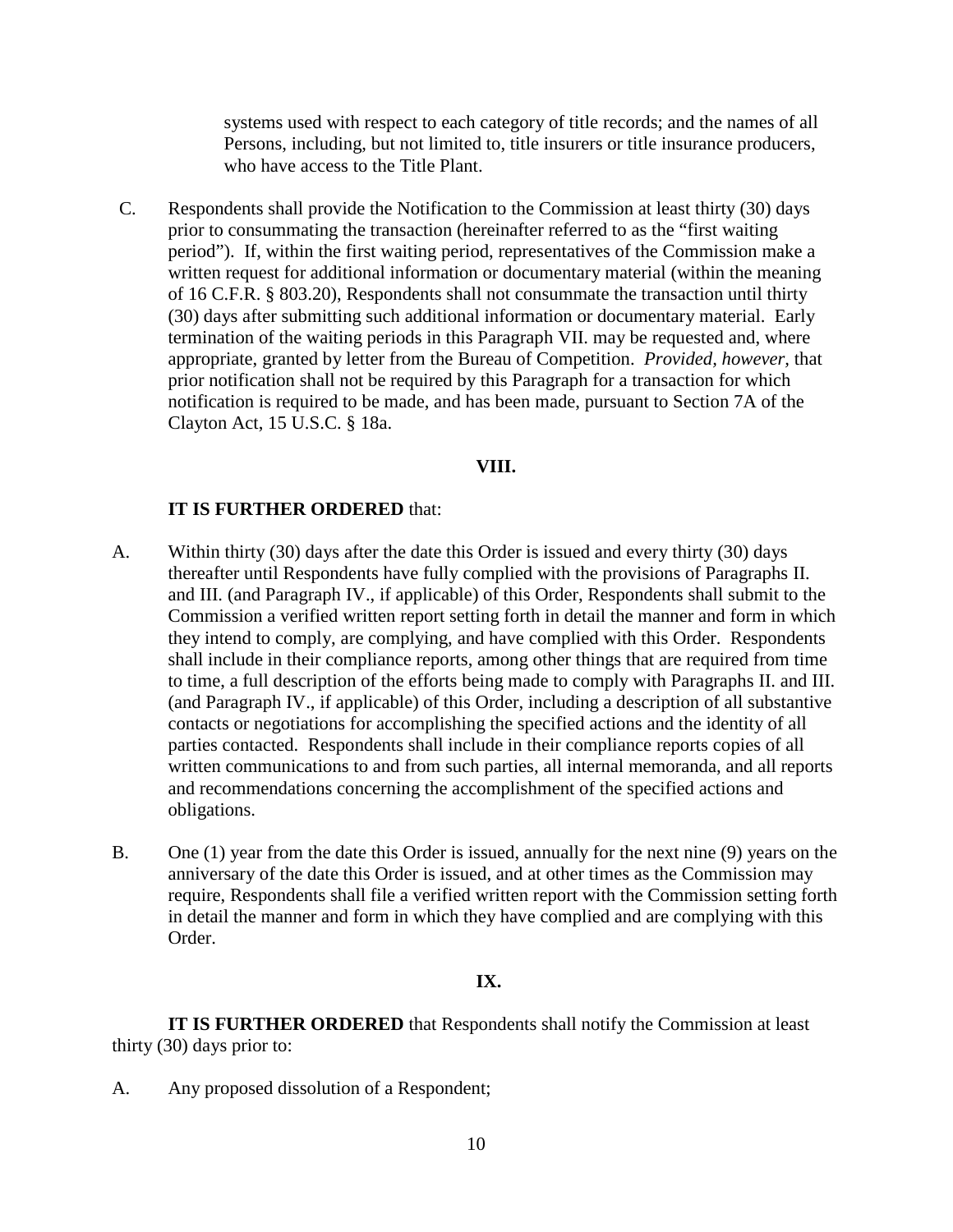systems used with respect to each category of title records; and the names of all Persons, including, but not limited to, title insurers or title insurance producers, who have access to the Title Plant.

C. Respondents shall provide the Notification to the Commission at least thirty (30) days prior to consummating the transaction (hereinafter referred to as the "first waiting period"). If, within the first waiting period, representatives of the Commission make a written request for additional information or documentary material (within the meaning of 16 C.F.R. § 803.20), Respondents shall not consummate the transaction until thirty (30) days after submitting such additional information or documentary material. Early termination of the waiting periods in this Paragraph VII. may be requested and, where appropriate, granted by letter from the Bureau of Competition. *Provided, however*, that prior notification shall not be required by this Paragraph for a transaction for which notification is required to be made, and has been made, pursuant to Section 7A of the Clayton Act, 15 U.S.C. § 18a.

**VIII.**

**IT IS FURTHER ORDERED** that:

A. Within thirty (30) days after the date this Order is issued and every thirty (30) days thereafter until Respondents have fully complied with the provisions of Paragraphs II. and III. (and Paragraph IV., if applicable) of this Order, Respondents shall submit to the Commission a verified written report setting forth in detail the manner and form in which they intend to comply, are complying, and have complied with this Order. Respondents shall include in their compliance reports, among other things that are required from time to time, a full description of the efforts being made to comply with Paragraphs II. and III. (and Paragraph IV., if applicable) of this Order, including a description of all substantive contacts or negotiations for accomplishing the specified actions and the identity of all parties contacted. Respondents shall include in their compliance reports copies of all written communications to and from such parties, all internal memoranda, and all reports and recommendations concerning the accomplishment of the specified actions and obligations.

B. One (1) year from the date this Order is issued, annually for the next nine (9) years on the anniversary of the date this Order is issued, and at other times as the Commission may require, Respondents shall file a verified written report with the Commission setting forth in detail the manner and form in which they have complied and are complying with this Order.

**IX.**

**IT IS FURTHER ORDERED** that Respondents shall notify the Commission at least thirty (30) days prior to:

A. Any proposed dissolution of a Respondent;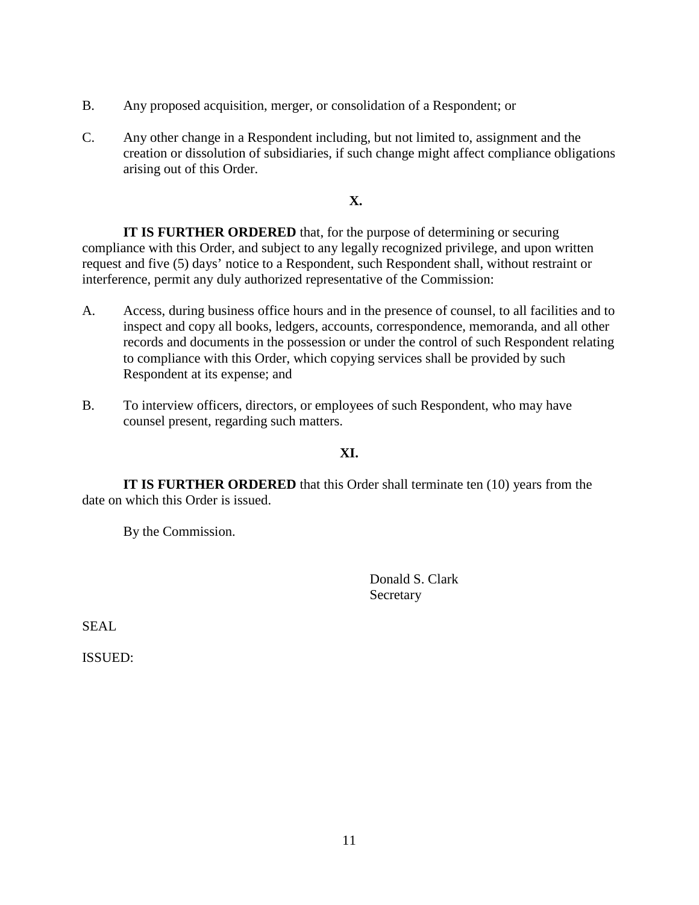B. Any proposed acquisition, merger, or consolidation of a Respondent; or

C. Any other change in a Respondent including, but not limited to, assignment and the creation or dissolution of subsidiaries, if such change might affect compliance obligations arising out of this Order.

**X.**

**IT IS FURTHER ORDERED** that, for the purpose of determining or securing compliance with this Order, and subject to any legally recognized privilege, and upon written request and five (5) days' notice to a Respondent, such Respondent shall, without restraint or interference, permit any duly authorized representative of the Commission:

A. Access, during business office hours and in the presence of counsel, to all facilities and to inspect and copy all books, ledgers, accounts, correspondence, memoranda, and all other records and documents in the possession or under the control of such Respondent relating to compliance with this Order, which copying services shall be provided by such Respondent at its expense; and

B. To interview officers, directors, or employees of such Respondent, who may have counsel present, regarding such matters.

**XI.**

**IT IS FURTHER ORDERED** that this Order shall terminate ten (10) years from the date on which this Order is issued.

By the Commission.

Donald S. Clark
Secretary

SEAL

ISSUED: